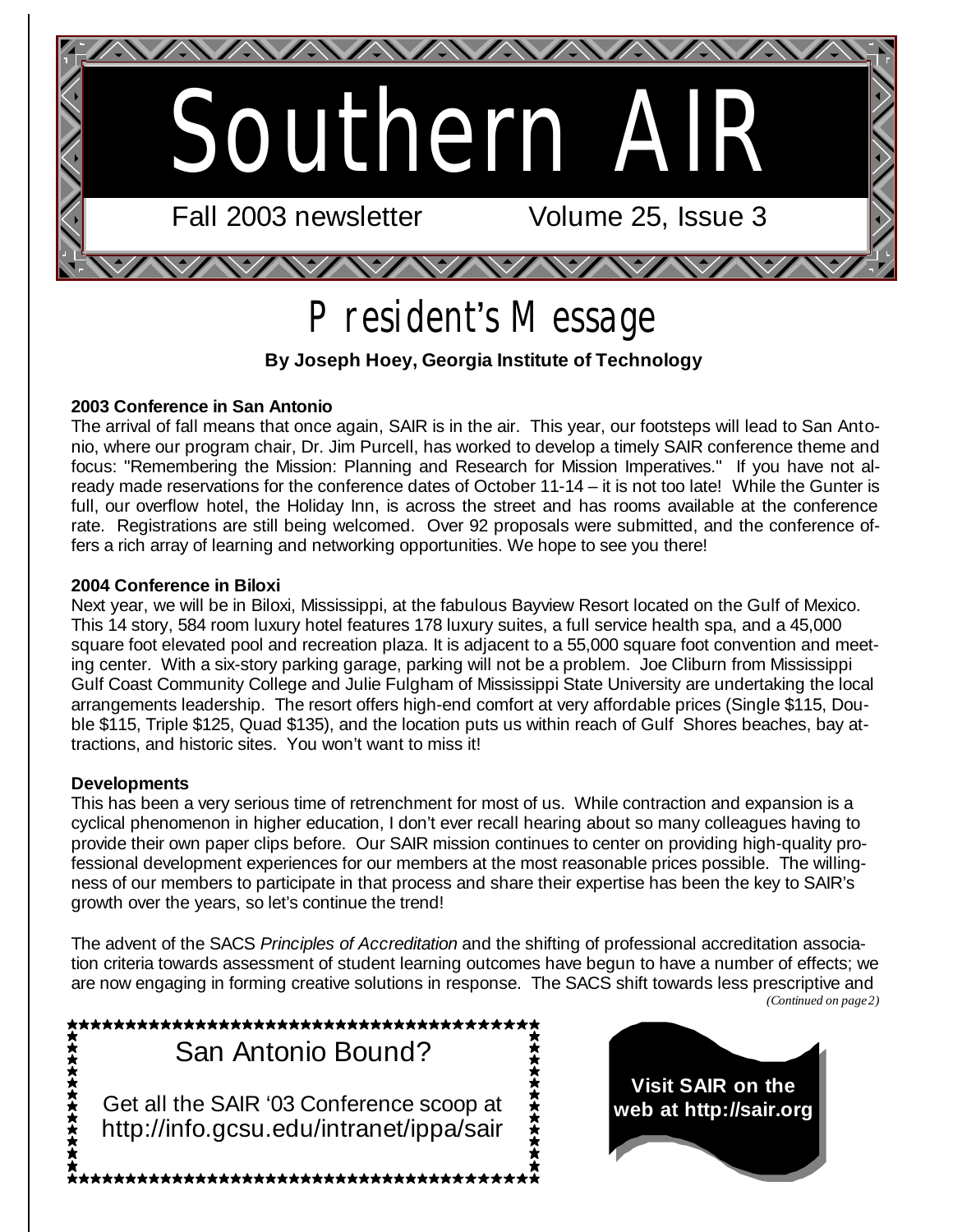# Southern AIR

Fall 2003 newsletter Volume 25, Issue 3

## President's Message

**By Joseph Hoey, Georgia Institute of Technology**

**2003 Conference in San Antonio**

The arrival of fall means that once again, SAIR is in the air. This year, our footsteps will lead to San Antonio, where our program chair, Dr. Jim Purcell, has worked to develop a timely SAIR conference theme and focus: "Remembering the Mission: Planning and Research for Mission Imperatives." If you have not already made reservations for the conference dates of October 11-14 – it is not too late! While the Gunter is full, our overflow hotel, the Holiday Inn, is across the street and has rooms available at the conference rate. Registrations are still being welcomed. Over 92 proposals were submitted, and the conference offers a rich array of learning and networking opportunities. We hope to see you there!

**2004 Conference in Biloxi**

Next year, we will be in Biloxi, Mississippi, at the fabulous Bayview Resort located on the Gulf of Mexico. This 14 story, 584 room luxury hotel features 178 luxury suites, a full service health spa, and a 45,000 square foot elevated pool and recreation plaza. It is adjacent to a 55,000 square foot convention and meeting center. With a six-story parking garage, parking will not be a problem. Joe Cliburn from Mississippi Gulf Coast Community College and Julie Fulgham of Mississippi State University are undertaking the local arrangements leadership. The resort offers high-end comfort at very affordable prices (Single $115, Double $115, Triple $125, Quad $135), and the location puts us within reach of Gulf Shores beaches, bay attractions, and historic sites. You won't want to miss it!

**Developments**

This has been a very serious time of retrenchment for most of us. While contraction and expansion is a cyclical phenomenon in higher education, I don't ever recall hearing about so many colleagues having to provide their own paper clips before. Our SAIR mission continues to center on providing high-quality professional development experiences for our members at the most reasonable prices possible. The willingness of our members to participate in that process and share their expertise has been the key to SAIR's growth over the years, so let's continue the trend!

The advent of the SACS *Principles of Accreditation* and the shifting of professional accreditation association criteria towards assessment of student learning outcomes have begun to have a number of effects; we are now engaging in forming creative solutions in response. The SACS shift towards less prescriptive and

*(Continued on page 2)*

**San Antonio Bound?**

Get all the SAIR '03 Conference scoop at http://info.gcsu.edu/intranet/ippa/sair

**Visit SAIR on the web at http://sair.org**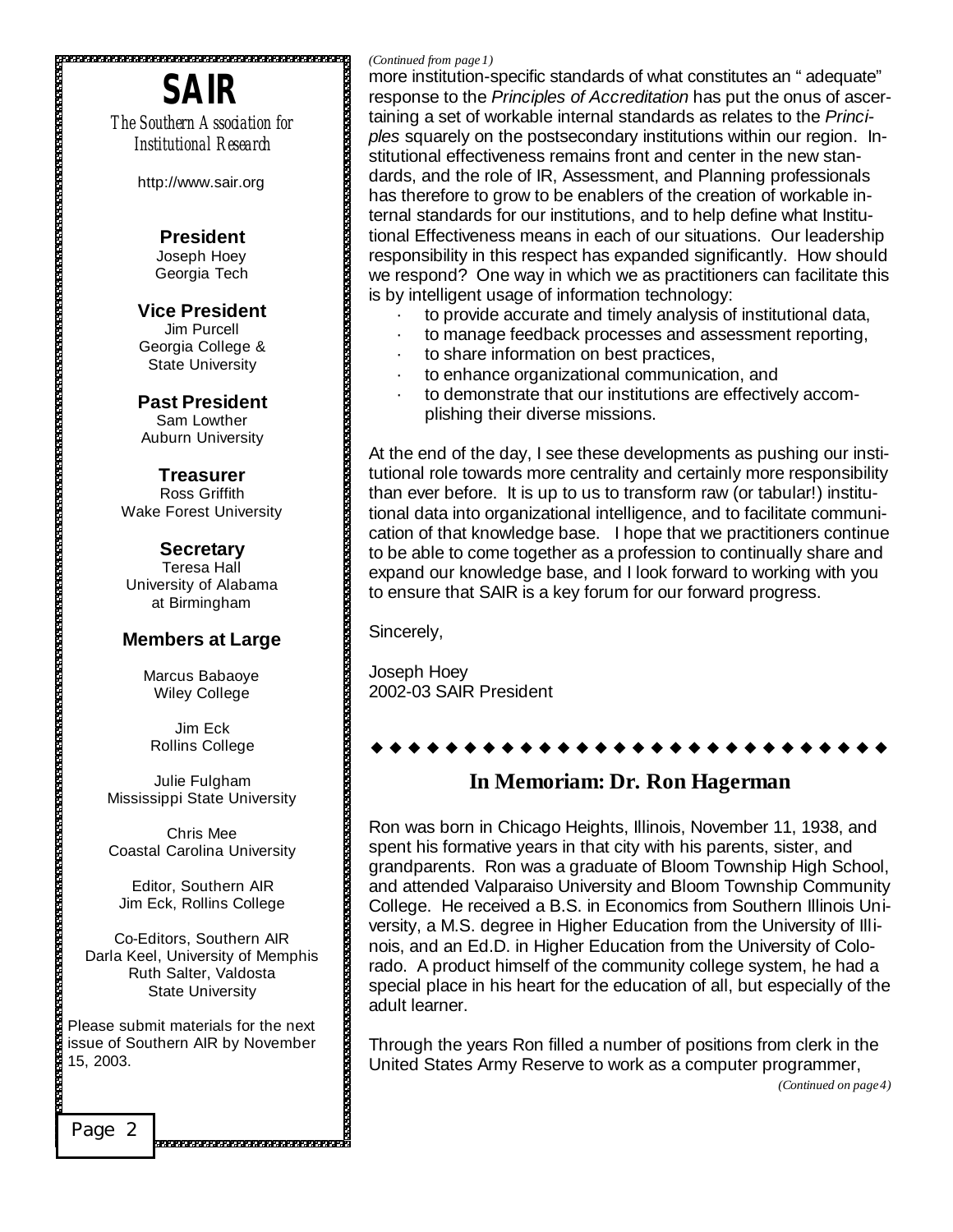# SAIR

*The Southern Association for Institutional Research*

http://www.sair.org

**President**
Joseph Hoey
Georgia Tech

**Vice President**
Jim Purcell
Georgia College & State University

**Past President**
Sam Lowther
Auburn University

**Treasurer**
Ross Griffith
Wake Forest University

**Secretary**
Teresa Hall
University of Alabama at Birmingham

**Members at Large**

Marcus Babaoye
Wiley College

Jim Eck
Rollins College

Julie Fulgham
Mississippi State University

Chris Mee
Coastal Carolina University

Editor, Southern AIR
Jim Eck, Rollins College

Co-Editors, Southern AIR
Darla Keel, University of Memphis
Ruth Salter, Valdosta State University

Please submit materials for the next issue of Southern AIR by November 15, 2003.

*(Continued from page 1)*

more institution-specific standards of what constitutes an " adequate" response to the *Principles of Accreditation* has put the onus of ascertaining a set of workable internal standards as relates to the *Principles* squarely on the postsecondary institutions within our region. Institutional effectiveness remains front and center in the new standards, and the role of IR, Assessment, and Planning professionals has therefore to grow to be enablers of the creation of workable internal standards for our institutions, and to help define what Institutional Effectiveness means in each of our situations. Our leadership responsibility in this respect has expanded significantly. How should we respond? One way in which we as practitioners can facilitate this is by intelligent usage of information technology:

- to provide accurate and timely analysis of institutional data,
- to manage feedback processes and assessment reporting,
- to share information on best practices,
- to enhance organizational communication, and
- to demonstrate that our institutions are effectively accomplishing their diverse missions.

At the end of the day, I see these developments as pushing our institutional role towards more centrality and certainly more responsibility than ever before. It is up to us to transform raw (or tabular!) institutional data into organizational intelligence, and to facilitate communication of that knowledge base. I hope that we practitioners continue to be able to come together as a profession to continually share and expand our knowledge base, and I look forward to working with you to ensure that SAIR is a key forum for our forward progress.

Sincerely,

Joseph Hoey
2002-03 SAIR President

## In Memoriam: Dr. Ron Hagerman

Ron was born in Chicago Heights, Illinois, November 11, 1938, and spent his formative years in that city with his parents, sister, and grandparents. Ron was a graduate of Bloom Township High School, and attended Valparaiso University and Bloom Township Community College. He received a B.S. in Economics from Southern Illinois University, a M.S. degree in Higher Education from the University of Illinois, and an Ed.D. in Higher Education from the University of Colorado. A product himself of the community college system, he had a special place in his heart for the education of all, but especially of the adult learner.

Through the years Ron filled a number of positions from clerk in the United States Army Reserve to work as a computer programmer,

*(Continued on page 4)*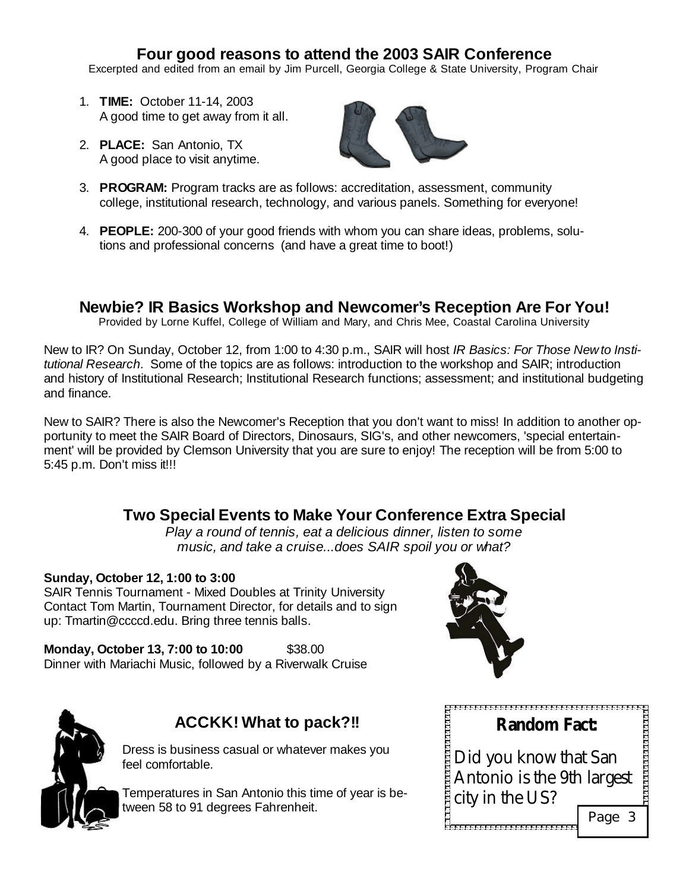## Four good reasons to attend the 2003 SAIR Conference

Excerpted and edited from an email by Jim Purcell, Georgia College & State University, Program Chair

1. **TIME:** October 11-14, 2003
   A good time to get away from it all.
2. **PLACE:** San Antonio, TX
   A good place to visit anytime.
3. **PROGRAM:** Program tracks are as follows: accreditation, assessment, community college, institutional research, technology, and various panels. Something for everyone!
4. **PEOPLE:** 200-300 of your good friends with whom you can share ideas, problems, solutions and professional concerns (and have a great time to boot!)

## Newbie? IR Basics Workshop and Newcomer's Reception Are For You!

Provided by Lorne Kuffel, College of William and Mary, and Chris Mee, Coastal Carolina University

New to IR? On Sunday, October 12, from 1:00 to 4:30 p.m., SAIR will host *IR Basics: For Those New to Institutional Research*. Some of the topics are as follows: introduction to the workshop and SAIR; introduction and history of Institutional Research; Institutional Research functions; assessment; and institutional budgeting and finance.

New to SAIR? There is also the Newcomer's Reception that you don't want to miss! In addition to another opportunity to meet the SAIR Board of Directors, Dinosaurs, SIG's, and other newcomers, 'special entertainment' will be provided by Clemson University that you are sure to enjoy! The reception will be from 5:00 to 5:45 p.m. Don't miss it!!!

## Two Special Events to Make Your Conference Extra Special

*Play a round of tennis, eat a delicious dinner, listen to some music, and take a cruise...does SAIR spoil you or what?*

**Sunday, October 12, 1:00 to 3:00**
SAIR Tennis Tournament - Mixed Doubles at Trinity University
Contact Tom Martin, Tournament Director, for details and to sign up: Tmartin@ccccd.edu. Bring three tennis balls.

**Monday, October 13, 7:00 to 10:00** $38.00
Dinner with Mariachi Music, followed by a Riverwalk Cruise

## ACCKK! What to pack?!!

Dress is business casual or whatever makes you feel comfortable.

Temperatures in San Antonio this time of year is between 58 to 91 degrees Fahrenheit.

**Random Fact:**

Did you know that San Antonio is the 9th largest city in the US?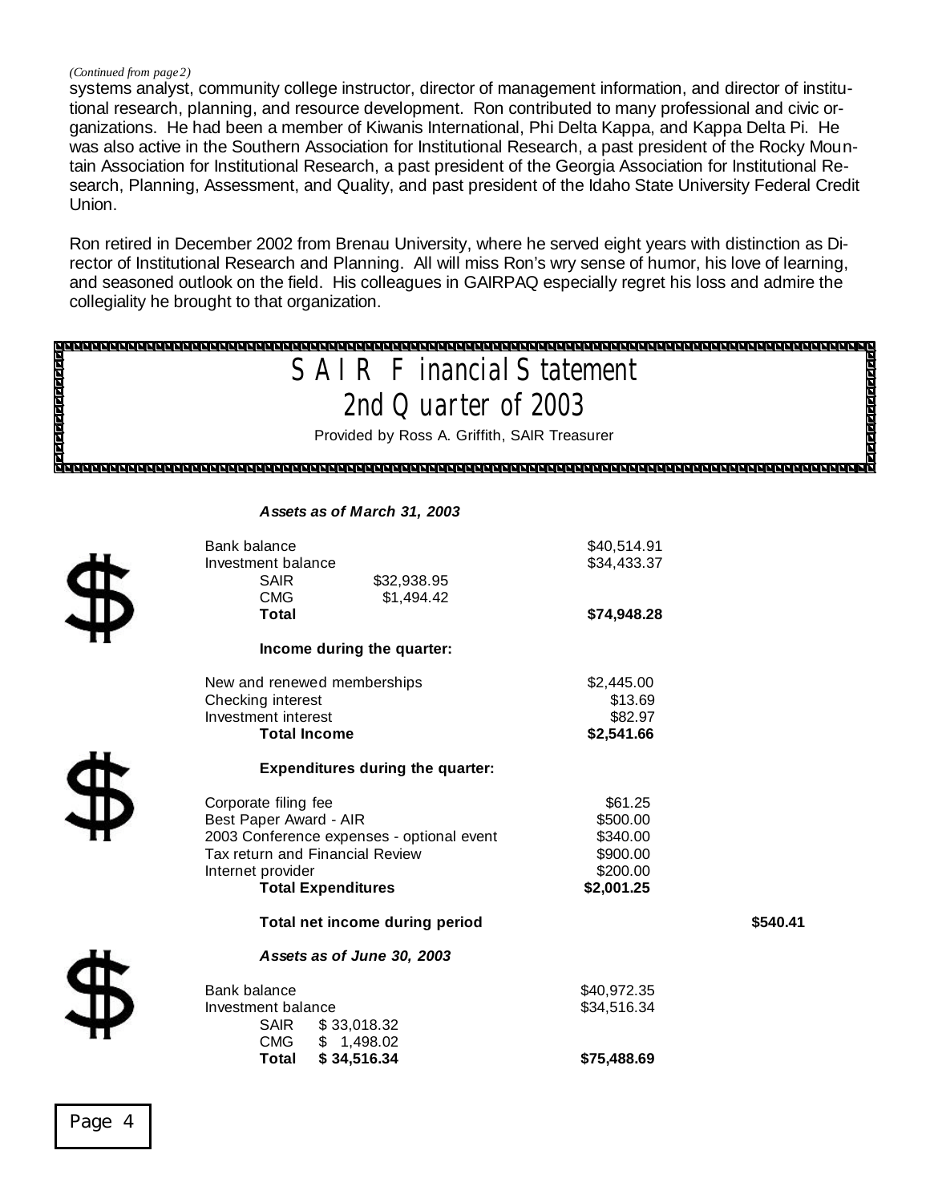*(Continued from page 2)*

systems analyst, community college instructor, director of management information, and director of institutional research, planning, and resource development. Ron contributed to many professional and civic organizations. He had been a member of Kiwanis International, Phi Delta Kappa, and Kappa Delta Pi. He was also active in the Southern Association for Institutional Research, a past president of the Rocky Mountain Association for Institutional Research, a past president of the Georgia Association for Institutional Research, Planning, Assessment, and Quality, and past president of the Idaho State University Federal Credit Union.

Ron retired in December 2002 from Brenau University, where he served eight years with distinction as Director of Institutional Research and Planning. All will miss Ron's wry sense of humor, his love of learning, and seasoned outlook on the field. His colleagues in GAIRPAQ especially regret his loss and admire the collegiality he brought to that organization.

# SAIR Financial Statement
# 2nd Quarter of 2003

Provided by Ross A. Griffith, SAIR Treasurer

***Assets as of March 31, 2003***

| | | | |
|---|---|---|---|
| Bank balance | | $40,514.91 | |
| Investment balance | | $34,433.37 | |
| SAIR | $32,938.95 | | |
| CMG | $1,494.42 | | |
| **Total** | | **$74,948.28** | |

**Income during the quarter:**

| | | |
|---|---|---|
| New and renewed memberships | $2,445.00 | |
| Checking interest | $13.69 | |
| Investment interest | $82.97 | |
| **Total Income** | **$2,541.66** | |

**Expenditures during the quarter:**

| | | |
|---|---|---|
| Corporate filing fee | $61.25 | |
| Best Paper Award - AIR | $500.00 | |
| 2003 Conference expenses - optional event | $340.00 | |
| Tax return and Financial Review | $900.00 | |
| Internet provider | $200.00 | |
| **Total Expenditures** | **$2,001.25** | |
| **Total net income during period** | | **$540.41** |

***Assets as of June 30, 2003***

| | | |
|---|---|---|
| Bank balance | | $40,972.35 |
| Investment balance | | $34,516.34 |
| SAIR | $ 33,018.32 | |
| CMG | $ 1,498.02 | |
| **Total** | **$ 34,516.34** | **$75,488.69** |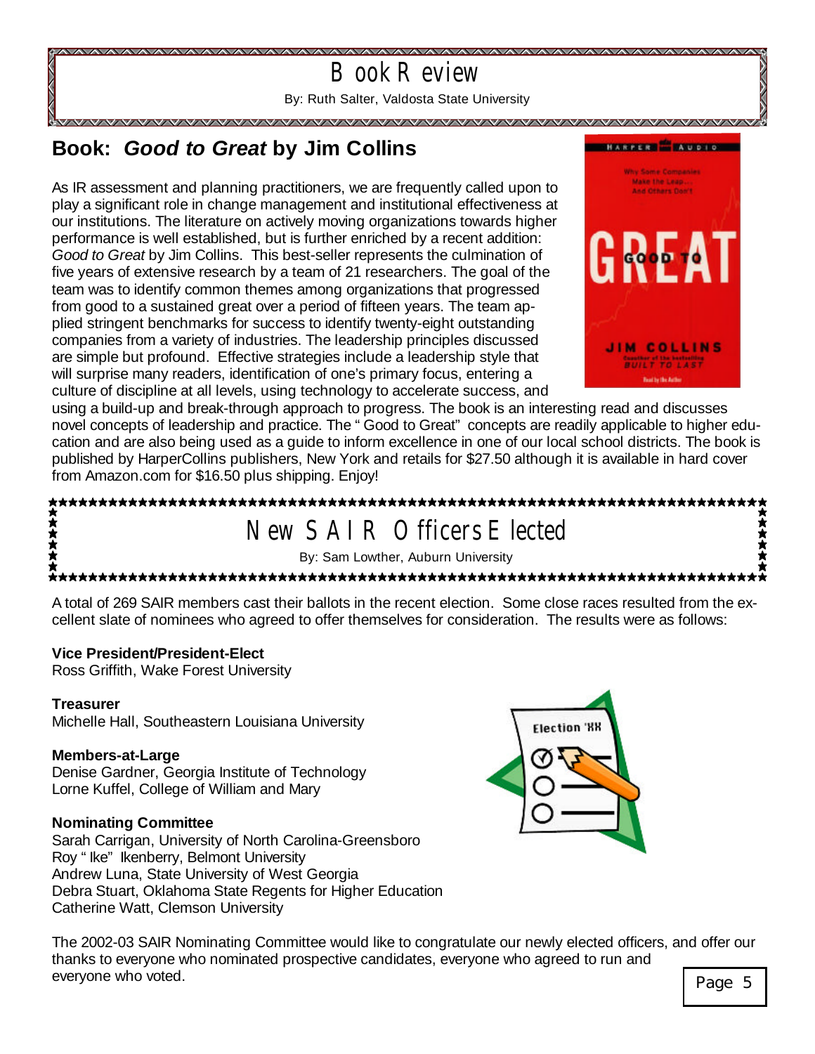# Book Review

By: Ruth Salter, Valdosta State University

## Book: *Good to Great* by Jim Collins

As IR assessment and planning practitioners, we are frequently called upon to play a significant role in change management and institutional effectiveness at our institutions. The literature on actively moving organizations towards higher performance is well established, but is further enriched by a recent addition: *Good to Great* by Jim Collins. This best-seller represents the culmination of five years of extensive research by a team of 21 researchers. The goal of the team was to identify common themes among organizations that progressed from good to a sustained great over a period of fifteen years. The team applied stringent benchmarks for success to identify twenty-eight outstanding companies from a variety of industries. The leadership principles discussed are simple but profound. Effective strategies include a leadership style that will surprise many readers, identification of one's primary focus, entering a culture of discipline at all levels, using technology to accelerate success, and using a build-up and break-through approach to progress. The book is an interesting read and discusses novel concepts of leadership and practice. The "Good to Great" concepts are readily applicable to higher education and are also being used as a guide to inform excellence in one of our local school districts. The book is published by HarperCollins publishers, New York and retails for $27.50 although it is available in hard cover from Amazon.com for $16.50 plus shipping. Enjoy!

# New SAIR Officers Elected

By: Sam Lowther, Auburn University

A total of 269 SAIR members cast their ballots in the recent election. Some close races resulted from the excellent slate of nominees who agreed to offer themselves for consideration. The results were as follows:

**Vice President/President-Elect**
Ross Griffith, Wake Forest University

**Treasurer**
Michelle Hall, Southeastern Louisiana University

**Members-at-Large**
Denise Gardner, Georgia Institute of Technology
Lorne Kuffel, College of William and Mary

**Nominating Committee**
Sarah Carrigan, University of North Carolina-Greensboro
Roy "Ike" Ikenberry, Belmont University
Andrew Luna, State University of West Georgia
Debra Stuart, Oklahoma State Regents for Higher Education
Catherine Watt, Clemson University

The 2002-03 SAIR Nominating Committee would like to congratulate our newly elected officers, and offer our thanks to everyone who nominated prospective candidates, everyone who agreed to run and everyone who voted.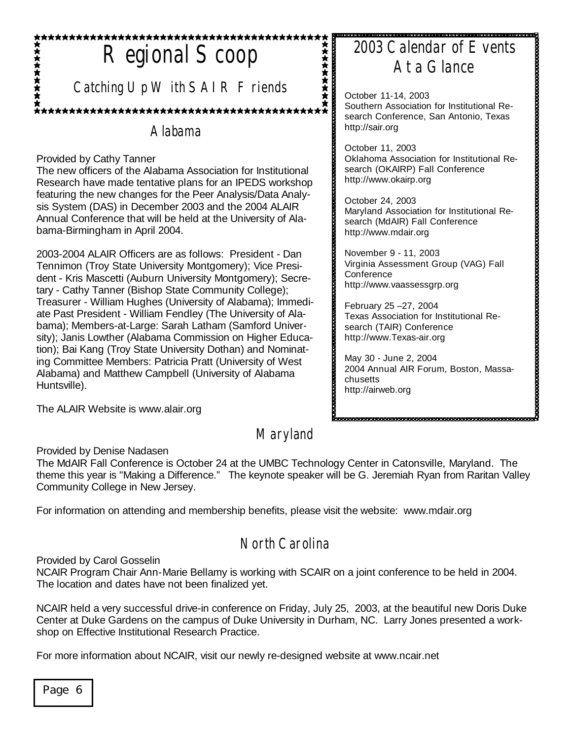# Regional Scoop

## Catching Up With SAIR Friends

### Alabama

Provided by Cathy Tanner

The new officers of the Alabama Association for Institutional Research have made tentative plans for an IPEDS workshop featuring the new changes for the Peer Analysis/Data Analysis System (DAS) in December 2003 and the 2004 ALAIR Annual Conference that will be held at the University of Alabama-Birmingham in April 2004.

2003-2004 ALAIR Officers are as follows: President - Dan Tennimon (Troy State University Montgomery); Vice President - Kris Mascetti (Auburn University Montgomery); Secretary - Cathy Tanner (Bishop State Community College); Treasurer - William Hughes (University of Alabama); Immediate Past President - William Fendley (The University of Alabama); Members-at-Large: Sarah Latham (Samford University); Janis Lowther (Alabama Commission on Higher Education); Bai Kang (Troy State University Dothan) and Nominating Committee Members: Patricia Pratt (University of West Alabama) and Matthew Campbell (University of Alabama Huntsville).

The ALAIR Website is www.alair.org

## 2003 Calendar of Events At a Glance

October 11-14, 2003
Southern Association for Institutional Research Conference, San Antonio, Texas
http://sair.org

October 11, 2003
Oklahoma Association for Institutional Research (OKAIRP) Fall Conference
http://www.okairp.org

October 24, 2003
Maryland Association for Institutional Research (MdAIR) Fall Conference
http://www.mdair.org

November 9 - 11, 2003
Virginia Assessment Group (VAG) Fall Conference
http://www.vaassessgrp.org

February 25 –27, 2004
Texas Association for Institutional Research (TAIR) Conference
http://www.Texas-air.org

May 30 - June 2, 2004
2004 Annual AIR Forum, Boston, Massachusetts
http://airweb.org

### Maryland

Provided by Denise Nadasen

The MdAIR Fall Conference is October 24 at the UMBC Technology Center in Catonsville, Maryland. The theme this year is "Making a Difference." The keynote speaker will be G. Jeremiah Ryan from Raritan Valley Community College in New Jersey.

For information on attending and membership benefits, please visit the website: www.mdair.org

### North Carolina

Provided by Carol Gosselin

NCAIR Program Chair Ann-Marie Bellamy is working with SCAIR on a joint conference to be held in 2004. The location and dates have not been finalized yet.

NCAIR held a very successful drive-in conference on Friday, July 25, 2003, at the beautiful new Doris Duke Center at Duke Gardens on the campus of Duke University in Durham, NC. Larry Jones presented a workshop on Effective Institutional Research Practice.

For more information about NCAIR, visit our newly re-designed website at www.ncair.net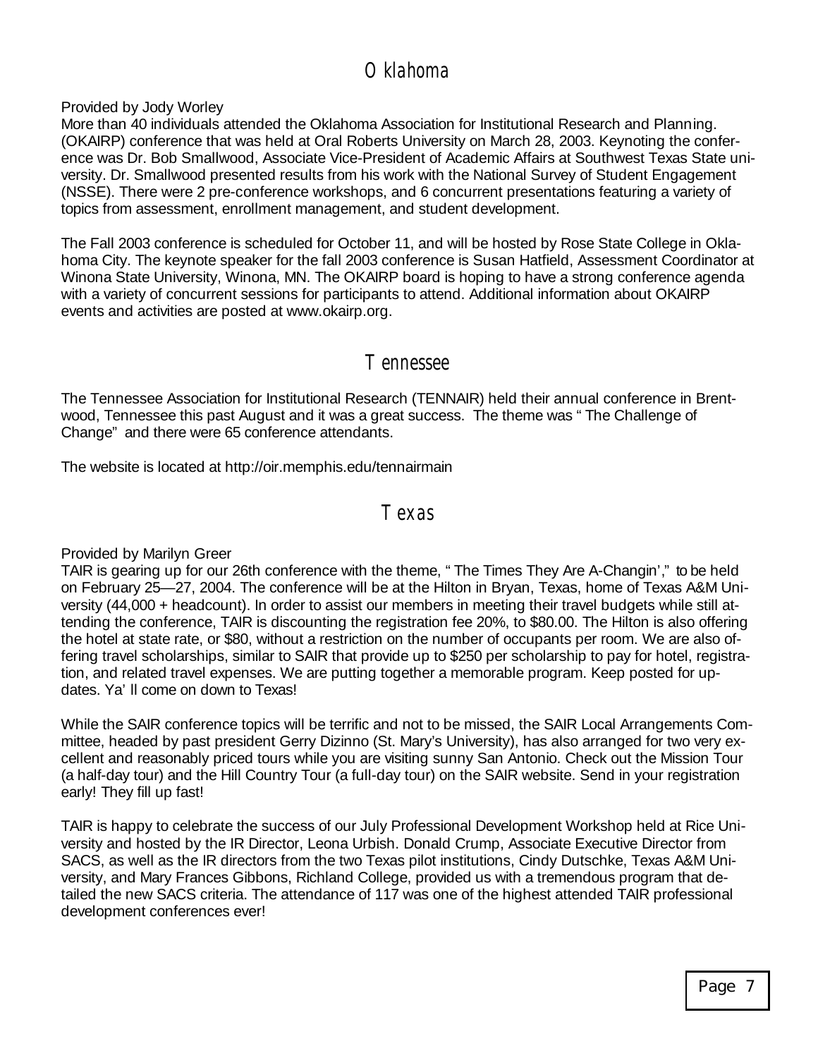## Oklahoma

Provided by Jody Worley

More than 40 individuals attended the Oklahoma Association for Institutional Research and Planning. (OKAIRP) conference that was held at Oral Roberts University on March 28, 2003. Keynoting the conference was Dr. Bob Smallwood, Associate Vice-President of Academic Affairs at Southwest Texas State university. Dr. Smallwood presented results from his work with the National Survey of Student Engagement (NSSE). There were 2 pre-conference workshops, and 6 concurrent presentations featuring a variety of topics from assessment, enrollment management, and student development.

The Fall 2003 conference is scheduled for October 11, and will be hosted by Rose State College in Oklahoma City. The keynote speaker for the fall 2003 conference is Susan Hatfield, Assessment Coordinator at Winona State University, Winona, MN. The OKAIRP board is hoping to have a strong conference agenda with a variety of concurrent sessions for participants to attend. Additional information about OKAIRP events and activities are posted at www.okairp.org.

## Tennessee

The Tennessee Association for Institutional Research (TENNAIR) held their annual conference in Brentwood, Tennessee this past August and it was a great success. The theme was " The Challenge of Change" and there were 65 conference attendants.

The website is located at http://oir.memphis.edu/tennairmain

## Texas

Provided by Marilyn Greer

TAIR is gearing up for our 26th conference with the theme, " The Times They Are A-Changin'," to be held on February 25—27, 2004. The conference will be at the Hilton in Bryan, Texas, home of Texas A&M University (44,000 + headcount). In order to assist our members in meeting their travel budgets while still attending the conference, TAIR is discounting the registration fee 20%, to $80.00. The Hilton is also offering the hotel at state rate, or $80, without a restriction on the number of occupants per room. We are also offering travel scholarships, similar to SAIR that provide up to $250 per scholarship to pay for hotel, registration, and related travel expenses. We are putting together a memorable program. Keep posted for updates. Ya' ll come on down to Texas!

While the SAIR conference topics will be terrific and not to be missed, the SAIR Local Arrangements Committee, headed by past president Gerry Dizinno (St. Mary's University), has also arranged for two very excellent and reasonably priced tours while you are visiting sunny San Antonio. Check out the Mission Tour (a half-day tour) and the Hill Country Tour (a full-day tour) on the SAIR website. Send in your registration early! They fill up fast!

TAIR is happy to celebrate the success of our July Professional Development Workshop held at Rice University and hosted by the IR Director, Leona Urbish. Donald Crump, Associate Executive Director from SACS, as well as the IR directors from the two Texas pilot institutions, Cindy Dutschke, Texas A&M University, and Mary Frances Gibbons, Richland College, provided us with a tremendous program that detailed the new SACS criteria. The attendance of 117 was one of the highest attended TAIR professional development conferences ever!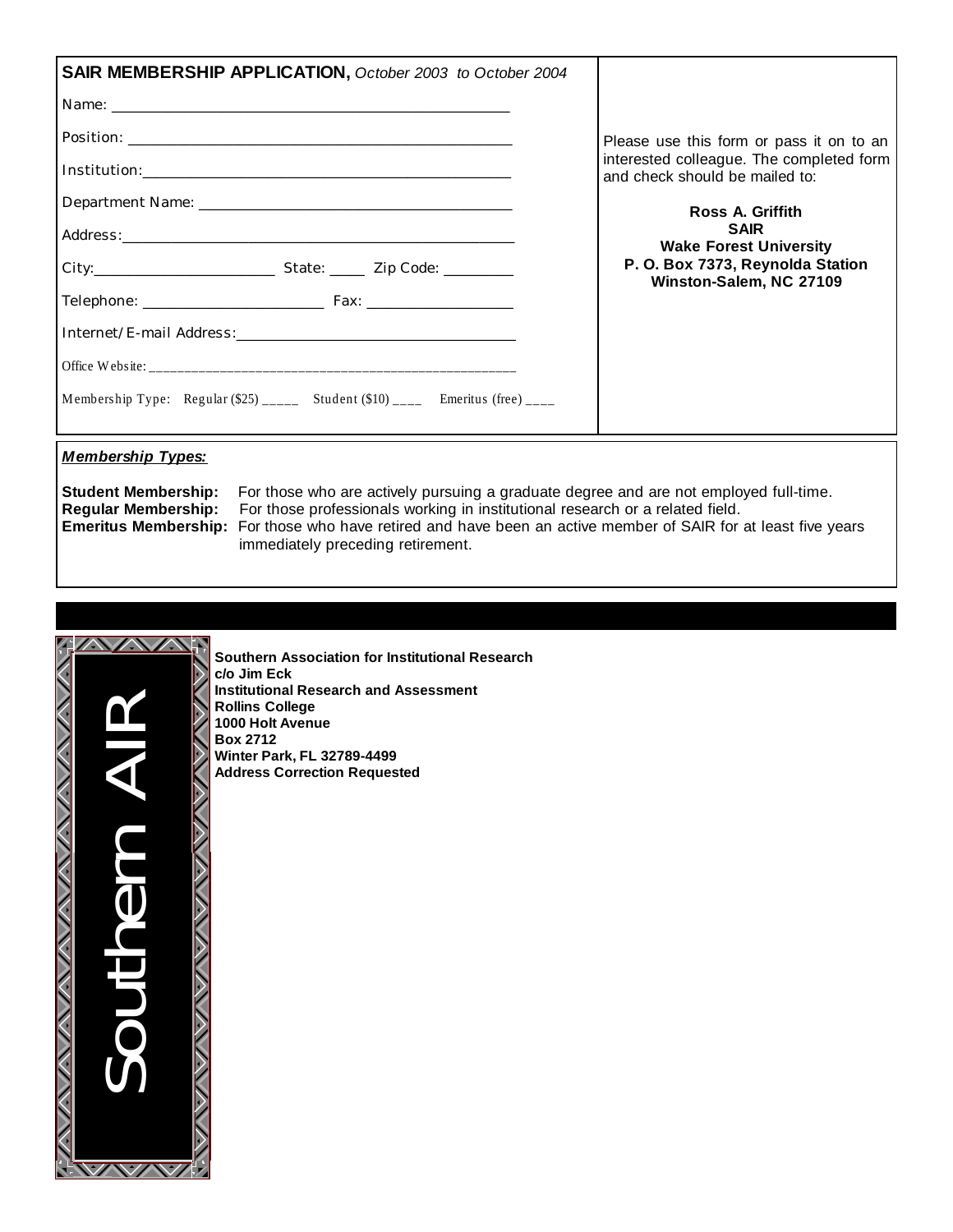**SAIR MEMBERSHIP APPLICATION,** *October 2003 to October 2004*

Name: ________________________________________________

Position: ______________________________________________

Institution:_____________________________________________

Department Name: ______________________________________

Address:_______________________________________________

City:______________________ State: ____ Zip Code: ________

Telephone: _____________________ Fax: __________________

Internet/E-mail Address:__________________________________

Office Website: ________________________________________________

Membership Type: Regular ($25) _____ Student ($10) ____ Emeritus (free) ____

Please use this form or pass it on to an interested colleague. The completed form and check should be mailed to:

**Ross A. Griffith**
**SAIR**
**Wake Forest University**
**P. O. Box 7373, Reynolda Station**
**Winston-Salem, NC 27109**

***Membership Types:***

**Student Membership:** For those who are actively pursuing a graduate degree and are not employed full-time.
**Regular Membership:** For those professionals working in institutional research or a related field.
**Emeritus Membership:** For those who have retired and have been an active member of SAIR for at least five years immediately preceding retirement.

Southern AIR

**Southern Association for Institutional Research**
**c/o Jim Eck**
**Institutional Research and Assessment**
**Rollins College**
**1000 Holt Avenue**
**Box 2712**
**Winter Park, FL 32789-4499**
**Address Correction Requested**